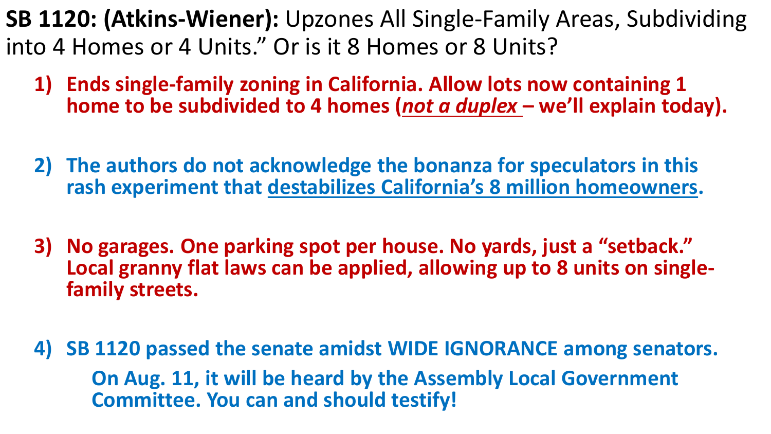**SB 1120: (Atkins-Wiener):** Upzones All Single-Family Areas, Subdividing into 4 Homes or 4 Units." Or is it 8 Homes or 8 Units?

1) **Ends single-family zoning in California. Allow lots now containing 1 home to be subdivided to 4 homes (*not a duplex* – we'll explain today).**

2) **The authors do not acknowledge the bonanza for speculators in this rash experiment that destabilizes California's 8 million homeowners.**

3) **No garages. One parking spot per house. No yards, just a "setback." Local granny flat laws can be applied, allowing up to 8 units on single-family streets.**

4) **SB 1120 passed the senate amidst WIDE IGNORANCE among senators.**

   **On Aug. 11, it will be heard by the Assembly Local Government Committee. You can and should testify!**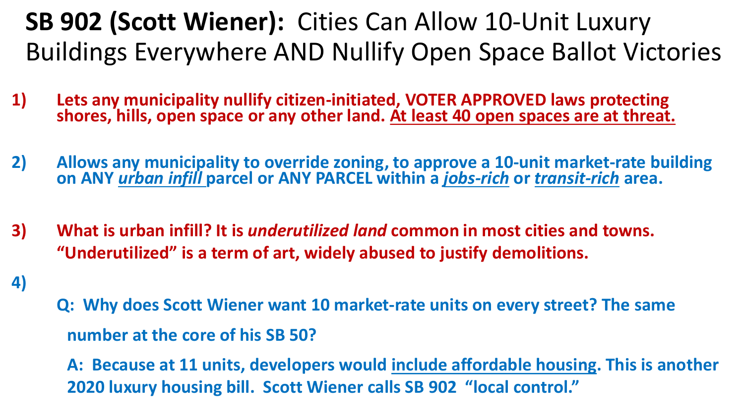# **SB 902 (Scott Wiener):** Cities Can Allow 10-Unit Luxury Buildings Everywhere AND Nullify Open Space Ballot Victories

1) **Lets any municipality nullify citizen-initiated, VOTER APPROVED laws protecting shores, hills, open space or any other land. At least 40 open spaces are at threat.**

2) **Allows any municipality to override zoning, to approve a 10-unit market-rate building on ANY *urban infill* parcel or ANY PARCEL within a *jobs-rich* or *transit-rich* area.**

3) **What is urban infill? It is *underutilized land* common in most cities and towns. "Underutilized" is a term of art, widely abused to justify demolitions.**

4)

**Q: Why does Scott Wiener want 10 market-rate units on every street? The same number at the core of his SB 50?**

**A: Because at 11 units, developers would include affordable housing. This is another 2020 luxury housing bill. Scott Wiener calls SB 902 "local control."**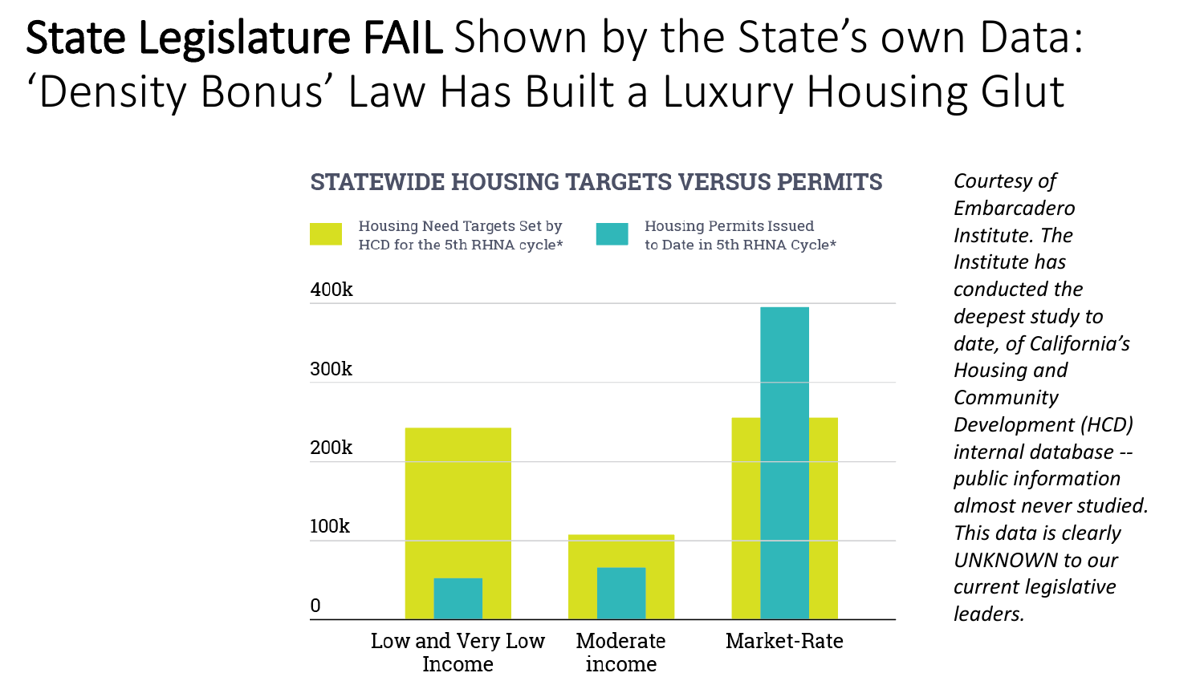# **State Legislature FAIL** Shown by the State's own Data: 'Density Bonus' Law Has Built a Luxury Housing Glut

**STATEWIDE HOUSING TARGETS VERSUS PERMITS**

Housing Need Targets Set by HCD for the 5th RHNA cycle*

Housing Permits Issued to Date in 5th RHNA Cycle*

400k

300k

200k

100k

0

Low and Very Low Income

Moderate income

Market-Rate

*Courtesy of Embarcadero Institute. The Institute has conducted the deepest study to date, of California's Housing and Community Development (HCD) internal database -- public information almost never studied. This data is clearly UNKNOWN to our current legislative leaders.*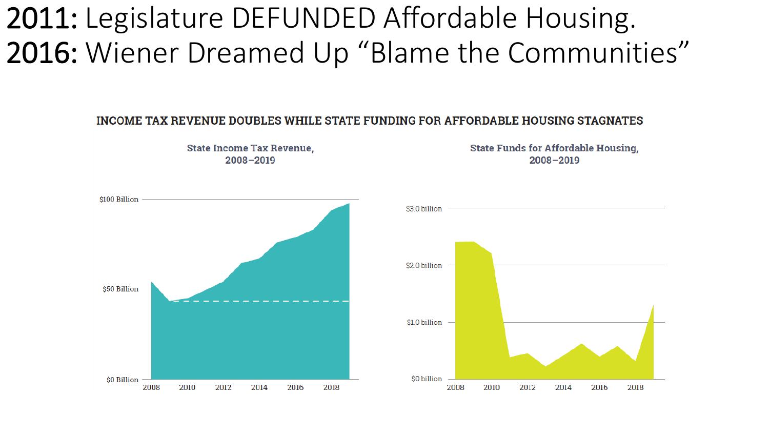# 2011: Legislature DEFUNDED Affordable Housing.
# 2016: Wiener Dreamed Up "Blame the Communities"

**INCOME TAX REVENUE DOUBLES WHILE STATE FUNDING FOR AFFORDABLE HOUSING STAGNATES**

**State Income Tax Revenue, 2008–2019**

$100 Billion
$50 Billion
$0 Billion
2008 2010 2012 2014 2016 2018

**State Funds for Affordable Housing, 2008–2019**

$3.0 billion
$2.0 billion
$1.0 billion
$0 billion
2008 2010 2012 2014 2016 2018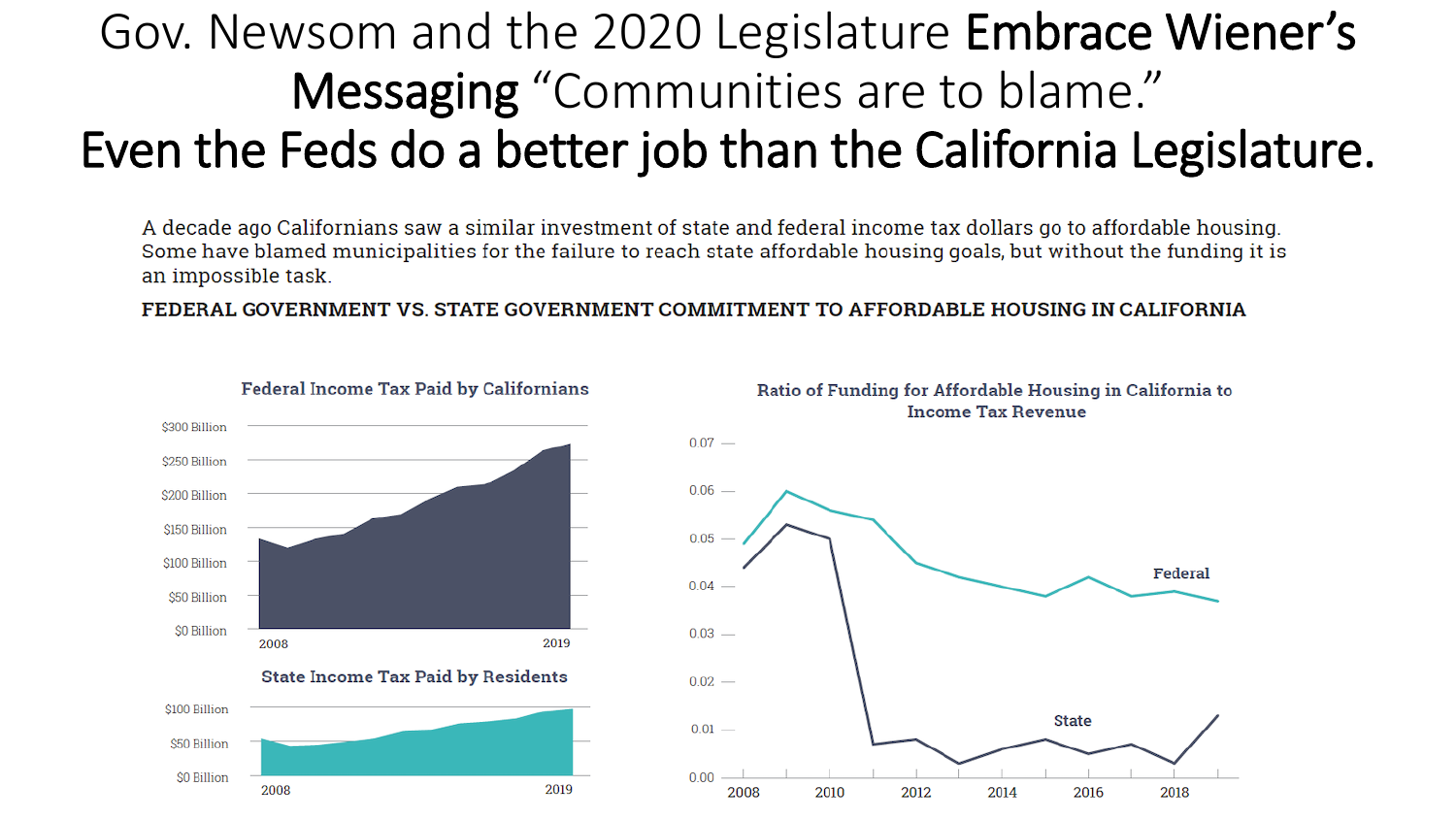# Gov. Newsom and the 2020 Legislature **Embrace Wiener's Messaging** "Communities are to blame."
# Even the Feds do a better job than the California Legislature.

A decade ago Californians saw a similar investment of state and federal income tax dollars go to affordable housing. Some have blamed municipalities for the failure to reach state affordable housing goals, but without the funding it is an impossible task.

**FEDERAL GOVERNMENT VS. STATE GOVERNMENT COMMITMENT TO AFFORDABLE HOUSING IN CALIFORNIA**

Federal Income Tax Paid by Californians

$300 Billion
$250 Billion
$200 Billion
$150 Billion
$100 Billion
$50 Billion
$0 Billion
2008 2019

State Income Tax Paid by Residents

$100 Billion
$50 Billion
$0 Billion
2008 2019

Ratio of Funding for Affordable Housing in California to Income Tax Revenue

0.07
0.06
0.05
0.04
0.03
0.02
0.01
0.00
2008 2010 2012 2014 2016 2018

Federal

State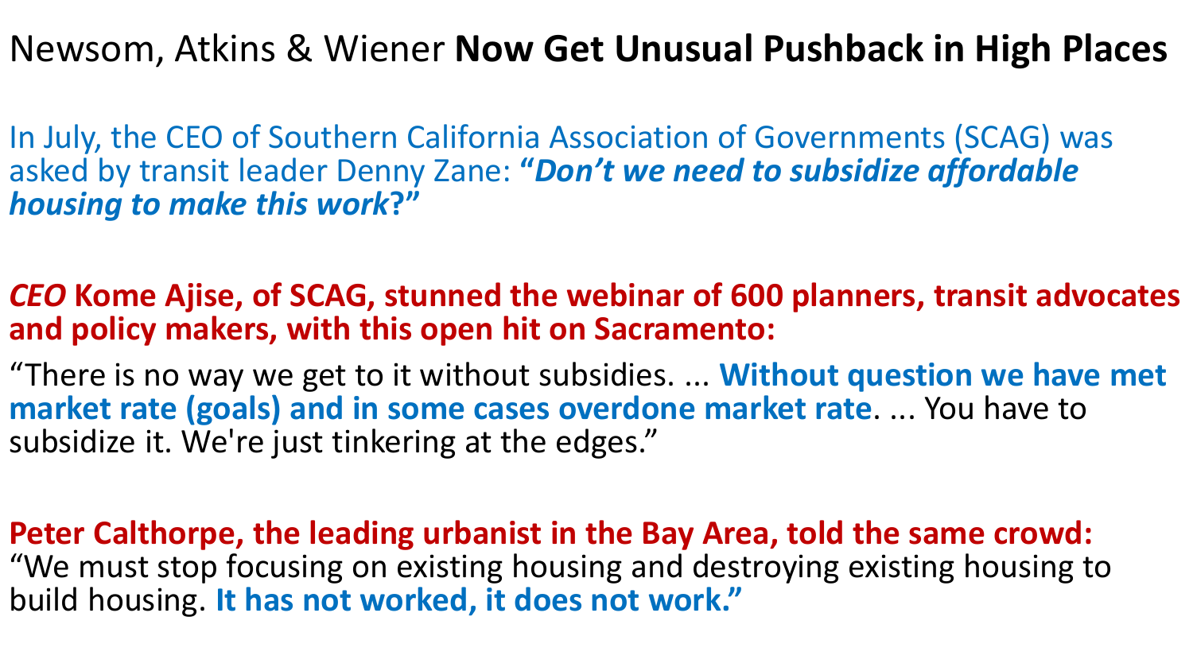# Newsom, Atkins & Wiener **Now Get Unusual Pushback in High Places**

In July, the CEO of Southern California Association of Governments (SCAG) was asked by transit leader Denny Zane: ***"Don't we need to subsidize affordable housing to make this work*?"**

***CEO* Kome Ajise, of SCAG, stunned the webinar of 600 planners, transit advocates and policy makers, with this open hit on Sacramento:**

"There is no way we get to it without subsidies. ... **Without question we have met market rate (goals) and in some cases overdone market rate**. ... You have to subsidize it. We're just tinkering at the edges."

**Peter Calthorpe, the leading urbanist in the Bay Area, told the same crowd:**
"We must stop focusing on existing housing and destroying existing housing to build housing. **It has not worked, it does not work."**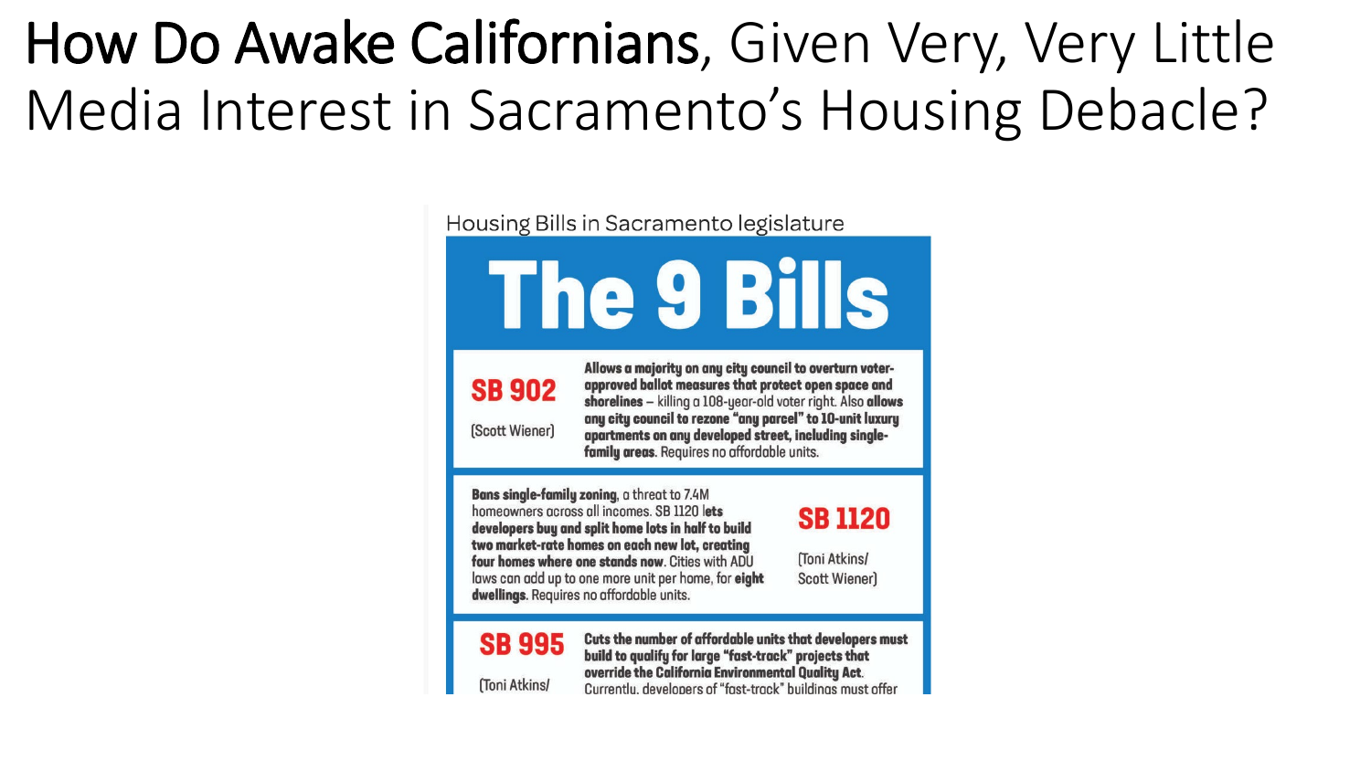# How Do Awake Californians, Given Very, Very Little Media Interest in Sacramento's Housing Debacle?

Housing Bills in Sacramento legislature

## The 9 Bills

**SB 902**

(Scott Wiener)

**Allows a majority on any city council to overturn voter-approved ballot measures that protect open space and shorelines** – killing a 108-year-old voter right. Also **allows any city council to rezone "any parcel" to 10-unit luxury apartments on any developed street, including single-family areas**. Requires no affordable units.

**SB 1120**

(Toni Atkins/ Scott Wiener)

**Bans single-family zoning**, a threat to 7.4M homeowners across all incomes. SB 1120 **lets developers buy and split home lots in half to build two market-rate homes on each new lot, creating four homes where one stands now**. Cities with ADU laws can add up to one more unit per home, for **eight dwellings**. Requires no affordable units.

**SB 995**

(Toni Atkins/

**Cuts the number of affordable units that developers must build to qualify for large "fast-track" projects that override the California Environmental Quality Act.** Currently, developers of "fast-track" buildings must offer